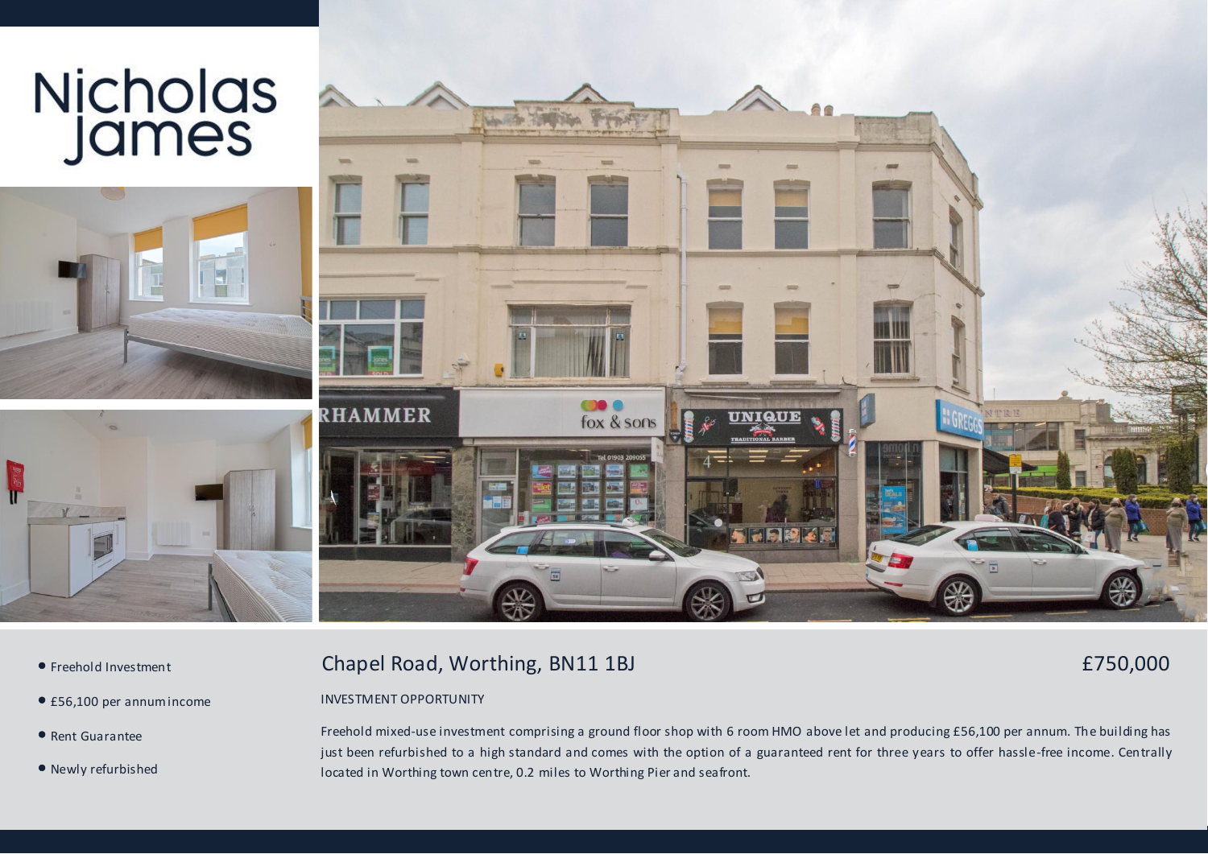# Nicholas James

- Freehold Investment
- £56,100 per annum income
- Rent Guarantee
- Newly refurbished

## Chapel Road, Worthing, BN11 1BJ

£750,000

INVESTMENT OPPORTUNITY

Freehold mixed-use investment comprising a ground floor shop with 6 room HMO above let and producing £56,100 per annum. The building has just been refurbished to a high standard and comes with the option of a guaranteed rent for three years to offer hassle-free income. Centrally located in Worthing town centre, 0.2 miles to Worthing Pier and seafront.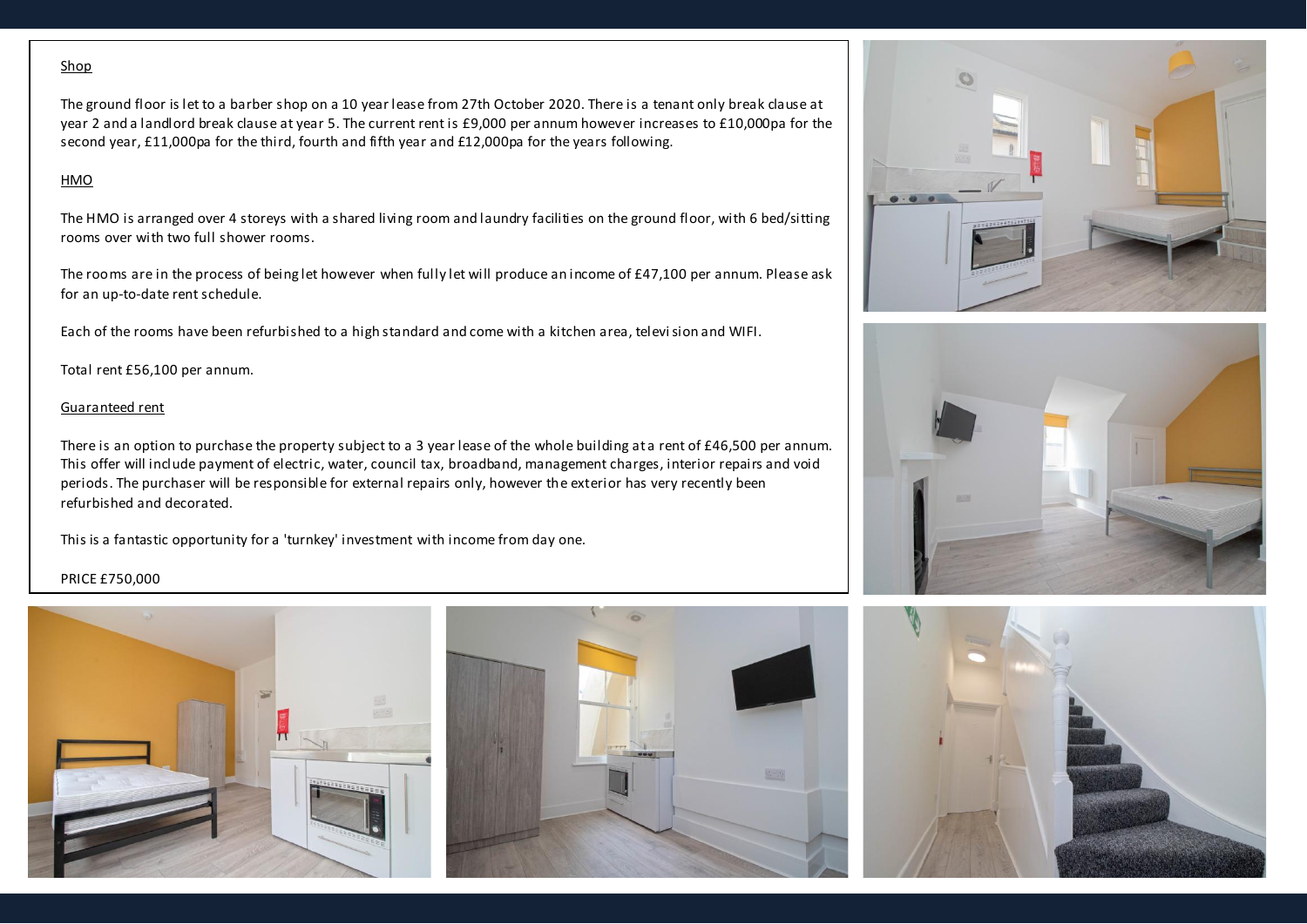Shop

The ground floor is let to a barber shop on a 10 year lease from 27th October 2020. There is a tenant only break clause at year 2 and a landlord break clause at year 5. The current rent is £9,000 per annum however increases to £10,000pa for the second year, £11,000pa for the third, fourth and fifth year and £12,000pa for the years following.

HMO

The HMO is arranged over 4 storeys with a shared living room and laundry facilities on the ground floor, with 6 bed/sitting rooms over with two full shower rooms.

The rooms are in the process of being let however when fully let will produce an income of £47,100 per annum. Please ask for an up-to-date rent schedule.

Each of the rooms have been refurbished to a high standard and come with a kitchen area, television and WIFI.

Total rent £56,100 per annum.

Guaranteed rent

There is an option to purchase the property subject to a 3 year lease of the whole building at a rent of £46,500 per annum. This offer will include payment of electric, water, council tax, broadband, management charges, interior repairs and void periods. The purchaser will be responsible for external repairs only, however the exterior has very recently been refurbished and decorated.

This is a fantastic opportunity for a 'turnkey' investment with income from day one.

PRICE £750,000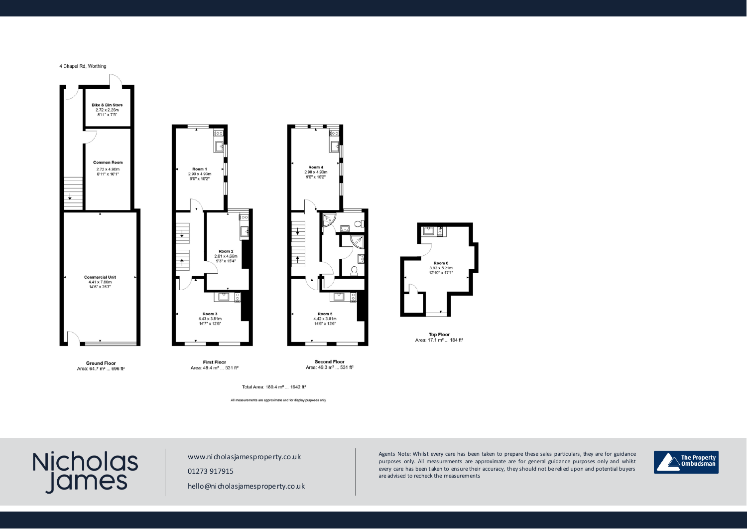4 Chapel Rd, Worthing

**Ground Floor**

Bike & Bin Store
2.72 x 2.26m
8'11" x 7'5"

Common Room
2.72 x 4.90m
8'11" x 16'1"

Commercial Unit
4.41 x 7.80m
14'6" x 25'7"

Ground Floor
Area: 64.7 m² ... 696 ft²

**First Floor**

Room 1
2.90 x 4.93m
9'6" x 16'2"

Room 2
2.81 x 4.68m
9'3" x 15'4"

Room 3
4.43 x 3.81m
14'7" x 12'6"

First Floor
Area: 49.4 m² ... 531 ft²

**Second Floor**

Room 4
2.90 x 4.93m
9'6" x 16'2"

Room 5
4.42 x 3.81m
14'6" x 12'6"

Second Floor
Area: 49.3 m² ... 531 ft²

**Top Floor**

Room 6
3.92 x 5.21m
12'10" x 17'1"

Top Floor
Area: 17.1 m² ... 184 ft²

Total Area: 180.4 m² ... 1942 ft²

All measurements are approximate and for display purposes only

Nicholas James

www.nicholasjamesproperty.co.uk

01273 917915

hello@nicholasjamesproperty.co.uk

Agents Note: Whilst every care has been taken to prepare these sales particulars, they are for guidance purposes only. All measurements are approximate are for general guidance purposes only and whilst every care has been taken to ensure their accuracy, they should not be relied upon and potential buyers are advised to recheck the measurements

The Property Ombudsman